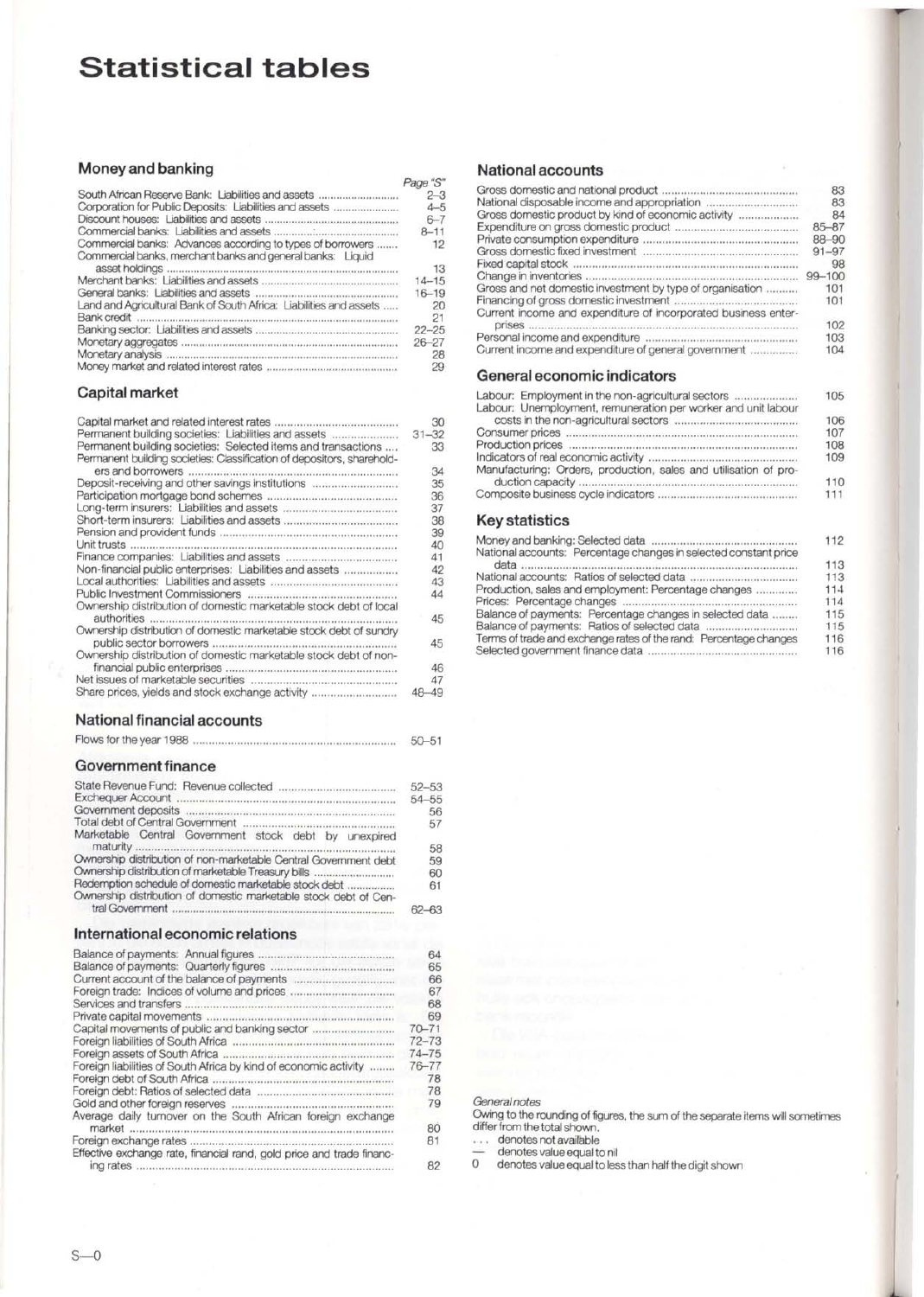# Statistical tables

## Money and banking

| | Page "S" |
|---|---|
| South African Reserve Bank: Liabilities and assets | 2–3 |
| Corporation for Public Deposits: Liabilities and assets | 4–5 |
| Discount houses: Liabilities and assets | 6–7 |
| Commercial banks: Liabilities and assets | 8–11 |
| Commercial banks: Advances according to types of borrowers | 12 |
| Commercial banks, merchant banks and general banks: Liquid asset holdings | 13 |
| Merchant banks: Liabilities and assets | 14–15 |
| General banks: Liabilities and assets | 16–19 |
| Land and Agricultural Bank of South Africa: Liabilities and assets | 20 |
| Bank credit | 21 |
| Banking sector: Liabilities and assets | 22–25 |
| Monetary aggregates | 26–27 |
| Monetary analysis | 28 |
| Money market and related interest rates | 29 |

## Capital market

| | |
|---|---|
| Capital market and related interest rates | 30 |
| Permanent building societies: Liabilities and assets | 31–32 |
| Permanent building societies: Selected items and transactions | 33 |
| Permanent building societies: Classification of depositors, shareholders and borrowers | 34 |
| Deposit-receiving and other savings institutions | 35 |
| Participation mortgage bond schemes | 36 |
| Long-term insurers: Liabilities and assets | 37 |
| Short-term insurers: Liabilities and assets | 38 |
| Pension and provident funds | 39 |
| Unit trusts | 40 |
| Finance companies: Liabilities and assets | 41 |
| Non-financial public enterprises: Liabilities and assets | 42 |
| Local authorities: Liabilities and assets | 43 |
| Public Investment Commissioners | 44 |
| Ownership distribution of domestic marketable stock debt of local authorities | 45 |
| Ownership distribution of domestic marketable stock debt of sundry public sector borrowers | 45 |
| Ownership distribution of domestic marketable stock debt of non-financial public enterprises | 46 |
| Net issues of marketable securities | 47 |
| Share prices, yields and stock exchange activity | 48–49 |

## National financial accounts

| | |
|---|---|
| Flows for the year 1988 | 50–51 |

## Government finance

| | |
|---|---|
| State Revenue Fund: Revenue collected | 52–53 |
| Exchequer Account | 54–55 |
| Government deposits | 56 |
| Total debt of Central Government | 57 |
| Marketable Central Government stock debt by unexpired maturity | 58 |
| Ownership distribution of non-marketable Central Government debt | 59 |
| Ownership distribution of marketable Treasury bills | 60 |
| Redemption schedule of domestic marketable stock debt | 61 |
| Ownership distribution of domestic marketable stock debt of Central Government | 62–63 |

## International economic relations

| | |
|---|---|
| Balance of payments: Annual figures | 64 |
| Balance of payments: Quarterly figures | 65 |
| Current account of the balance of payments | 66 |
| Foreign trade: Indices of volume and prices | 67 |
| Services and transfers | 68 |
| Private capital movements | 69 |
| Capital movements of public and banking sector | 70–71 |
| Foreign liabilities of South Africa | 72–73 |
| Foreign assets of South Africa | 74–75 |
| Foreign liabilities of South Africa by kind of economic activity | 76–77 |
| Foreign debt of South Africa | 78 |
| Foreign debt: Ratios of selected data | 78 |
| Gold and other foreign reserves | 79 |
| Average daily turnover on the South African foreign exchange market | 80 |
| Foreign exchange rates | 81 |
| Effective exchange rate, financial rand, gold price and trade financing rates | 82 |

## National accounts

| | |
|---|---|
| Gross domestic and national product | 83 |
| National disposable income and appropriation | 83 |
| Gross domestic product by kind of economic activity | 84 |
| Expenditure on gross domestic product | 85–87 |
| Private consumption expenditure | 88–90 |
| Gross domestic fixed investment | 91–97 |
| Fixed capital stock | 98 |
| Change in inventories | 99–100 |
| Gross and net domestic investment by type of organisation | 101 |
| Financing of gross domestic investment | 101 |
| Current income and expenditure of incorporated business enterprises | 102 |
| Personal income and expenditure | 103 |
| Current income and expenditure of general government | 104 |

## General economic indicators

| | |
|---|---|
| Labour: Employment in the non-agricultural sectors | 105 |
| Labour: Unemployment, remuneration per worker and unit labour costs in the non-agricultural sectors | 106 |
| Consumer prices | 107 |
| Production prices | 108 |
| Indicators of real economic activity | 109 |
| Manufacturing: Orders, production, sales and utilisation of production capacity | 110 |
| Composite business cycle indicators | 111 |

## Key statistics

| | |
|---|---|
| Money and banking: Selected data | 112 |
| National accounts: Percentage changes in selected constant price data | 113 |
| National accounts: Ratios of selected data | 113 |
| Production, sales and employment: Percentage changes | 114 |
| Prices: Percentage changes | 114 |
| Balance of payments: Percentage changes in selected data | 115 |
| Balance of payments: Ratios of selected data | 115 |
| Terms of trade and exchange rates of the rand: Percentage changes | 116 |
| Selected government finance data | 116 |

*General notes*

Owing to the rounding of figures, the sum of the separate items will sometimes differ from the total shown.

- ... denotes not available
- — denotes value equal to nil
- 0 denotes value equal to less than half the digit shown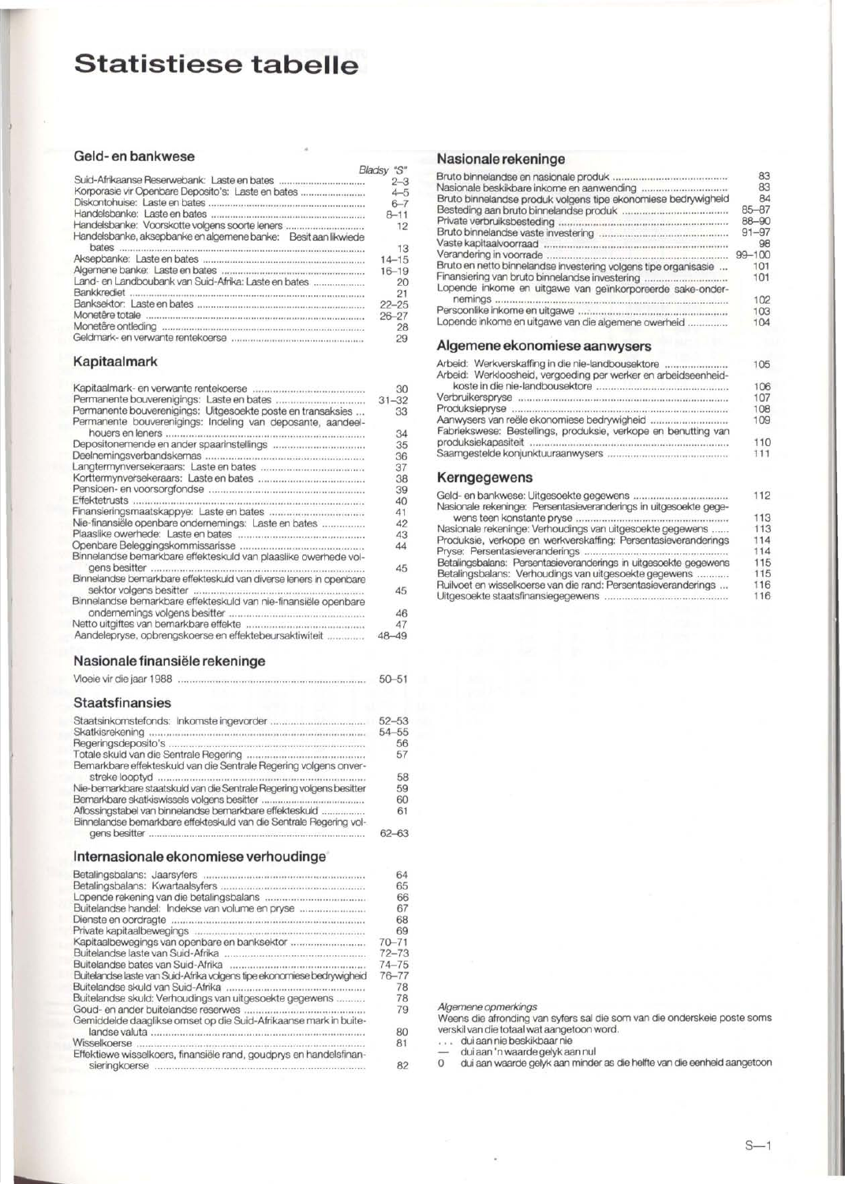# Statistiese tabelle

## Geld- en bankwese

| | Bladsy "S" |
|---|---|
| Suid-Afrikaanse Reserwebank: Laste en bates | 2–3 |
| Korporasie vir Openbare Deposito's: Laste en bates | 4–5 |
| Diskontohuise: Laste en bates | 6–7 |
| Handelsbanke: Laste en bates | 8–11 |
| Handelsbanke: Voorskotte volgens soorte leners | 12 |
| Handelsbanke, aksepbanke en algemene banke: Besit aan likwiede bates | 13 |
| Aksepbanke: Laste en bates | 14–15 |
| Algemene banke: Laste en bates | 16–19 |
| Land- en Landboubank van Suid-Afrika: Laste en bates | 20 |
| Bankkrediet | 21 |
| Banksektor: Laste en bates | 22–25 |
| Monetêre totale | 26–27 |
| Monetêre ontleding | 28 |
| Geldmark- en verwante rentekoerse | 29 |

## Kapitaalmark

| | |
|---|---|
| Kapitaalmark- en verwante rentekoerse | 30 |
| Permanente bouverenigings: Laste en bates | 31–32 |
| Permanente bouverenigings: Uitgesoekte poste en transaksies | 33 |
| Permanente bouverenigings: Indeling van deposante, aandeelhouers en leners | 34 |
| Depositonemende en ander spaarinstellings | 35 |
| Deelnemingsverbandskemas | 36 |
| Langtermynversekeraars: Laste en bates | 37 |
| Korttermynversekeraars: Laste en bates | 38 |
| Pensioen- en voorsorgfondse | 39 |
| Effektetrusts | 40 |
| Finansieringsmaatskappye: Laste en bates | 41 |
| Nie-finansiële openbare ondernemings: Laste en bates | 42 |
| Plaaslike owerhede: Laste en bates | 43 |
| Openbare Beleggingskommissarisse | 44 |
| Binnelandse bemarkbare effekteskuld van plaaslike owerhede volgens besitter | 45 |
| Binnelandse bemarkbare effekteskuld van diverse leners in openbare sektor volgens besitter | 45 |
| Binnelandse bemarkbare effekteskuld van nie-finansiële openbare ondernemings volgens besitter | 46 |
| Netto uitgiftes van bemarkbare effekte | 47 |
| Aandelepryse, opbrengskoerse en effektebeursaktiwiteit | 48–49 |

## Nasionale finansiële rekeninge

| | |
|---|---|
| Vloeie vir die jaar 1988 | 50–51 |

## Staatsfinansies

| | |
|---|---|
| Staatsinkomstefonds: Inkomste ingevorder | 52–53 |
| Skatkisrekening | 54–55 |
| Regeringsdeposito's | 56 |
| Totale skuld van die Sentrale Regering | 57 |
| Bemarkbare effekteskuld van die Sentrale Regering volgens onverstreke looptyd | 58 |
| Nie-bemarkbare staatskuld van die Sentrale Regering volgens besitter | 59 |
| Bemarkbare skatkiswissels volgens besitter | 60 |
| Aflossingstabel van binnelandse bemarkbare effekteskuld | 61 |
| Binnelandse bemarkbare effekteskuld van die Sentrale Regering volgens besitter | 62–63 |

## Internasionale ekonomiese verhoudinge

| | |
|---|---|
| Betalingsbalans: Jaarsyfers | 64 |
| Betalingsbalans: Kwartaalsyfers | 65 |
| Lopende rekening van die betalingsbalans | 66 |
| Buitelandse handel: Indekse van volume en pryse | 67 |
| Dienste en oordragte | 68 |
| Private kapitaalbewegings | 69 |
| Kapitaalbewegings van openbare en banksektor | 70–71 |
| Buitelandse laste van Suid-Afrika | 72–73 |
| Buitelandse bates van Suid-Afrika | 74–75 |
| Buitelandse laste van Suid-Afrika volgens tipe ekonomiese bedrywigheid | 76–77 |
| Buitelandse skuld van Suid-Afrika | 78 |
| Buitelandse skuld: Verhoudings van uitgesoekte gegewens | 78 |
| Goud- en ander buitelandse reserwes | 79 |
| Gemiddelde daaglikse omset op die Suid-Afrikaanse mark in buitelandse valuta | 80 |
| Wisselkoerse | 81 |
| Effektiewe wisselkoers, finansiële rand, goudprys en handelsfinansieringskoerse | 82 |

## Nasionale rekeninge

| | |
|---|---|
| Bruto binnelandse en nasionale produk | 83 |
| Nasionale beskikbare inkome en aanwending | 83 |
| Bruto binnelandse produk volgens tipe ekonomiese bedrywigheid | 84 |
| Besteding aan bruto binnelandse produk | 85–87 |
| Private verbruiksbesteding | 88–90 |
| Bruto binnelandse vaste investering | 91–97 |
| Vaste kapitaalvoorraad | 98 |
| Verandering in voorrade | 99–100 |
| Bruto en netto binnelandse investering volgens tipe organisasie | 101 |
| Finansiering van bruto binnelandse investering | 101 |
| Lopende inkome en uitgawe van geïnkorporeerde sake-ondernemings | 102 |
| Persoonlike inkome en uitgawe | 103 |
| Lopende inkome en uitgawe van die algemene owerheid | 104 |

## Algemene ekonomiese aanwysers

| | |
|---|---|
| Arbeid: Werkverskaffing in die nie-landbousektore | 105 |
| Arbeid: Werkloosheid, vergoeding per werker en arbeidseenheidkoste in die nie-landbousektore | 106 |
| Verbruikerspryse | 107 |
| Produksiepryse | 108 |
| Aanwysers van reële ekonomiese bedrywigheid | 109 |
| Fabriekswese: Bestellings, produksie, verkope en benutting van produksiekapasiteit | 110 |
| Saamgestelde konjunktuuraanwysers | 111 |

## Kerngegewens

| | |
|---|---|
| Geld- en bankwese: Uitgesoekte gegewens | 112 |
| Nasionale rekeninge: Persentasieveranderings in uitgesoekte gegewens teen konstante pryse | 113 |
| Nasionale rekeninge: Verhoudings van uitgesoekte gegewens | 113 |
| Produksie, verkope en werkverskaffing: Persentasieveranderings | 114 |
| Pryse: Persentasieveranderings | 114 |
| Betalingsbalans: Persentasieveranderings in uitgesoekte gegewens | 115 |
| Betalingsbalans: Verhoudings van uitgesoekte gegewens | 115 |
| Ruilvoet en wisselkoerse van die rand: Persentasieveranderings | 116 |
| Uitgesoekte staatsfinansiegegewens | 116 |

*Algemene opmerkings*

Weens die afronding van syfers sal die som van die onderskeie poste soms verskil van die totaal wat aangetoon word.

... dui aan nie beskikbaar nie

— dui aan 'n waarde gelyk aan nul

0 dui aan waarde gelyk aan minder as die helfte van die eenheid aangetoon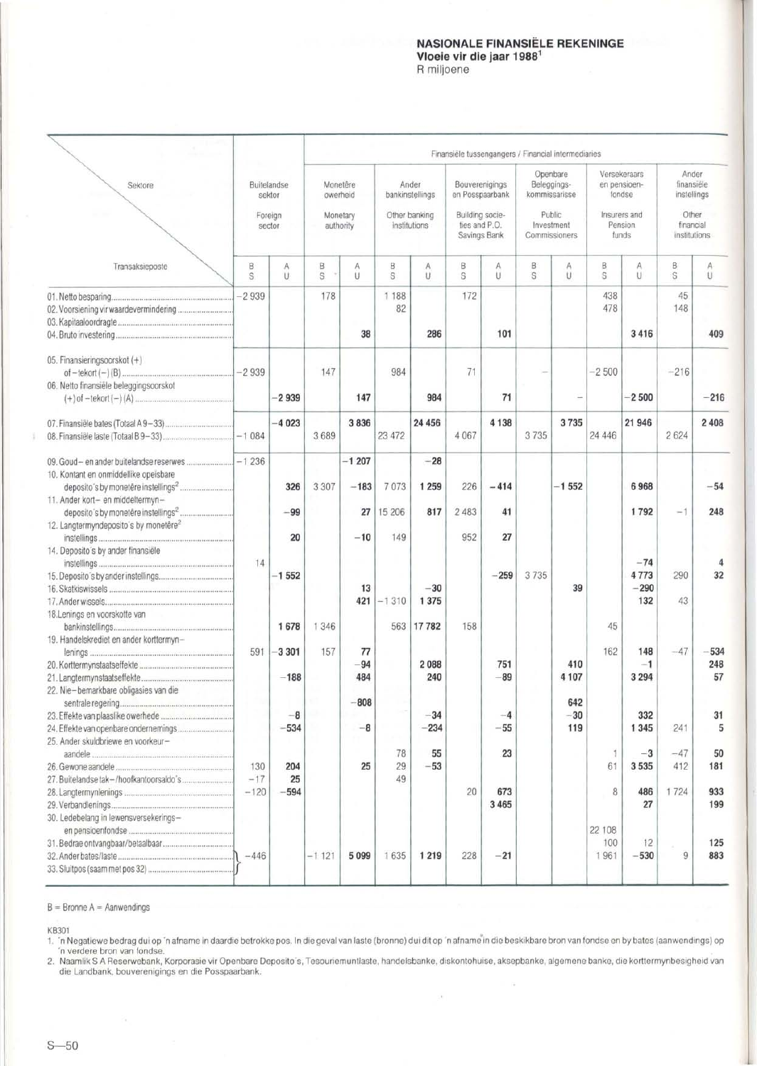## NASIONALE FINANSIËLE REKENINGE
**Vloeie vir die jaar 1988**[1]
R miljoene

| Sektore / Transaksieposte | Buitelandse sektor / Foreign sector | | Finansiële tussengangers / Financial intermediaries | | | | | | | | | | | | | |
|---|---|---|---|---|---|---|---|---|---|---|---|---|---|---|
| | | | Monetêre owerheid / Monetary authority | | Ander bankinstellings / Other banking institutions | | Bouverenigings en Posspaarbank / Building societies and P.O. Savings Bank | | Openbare Beleggingskommissarisse / Public Investment Commissioners | | Versekeraars en pensioenfondse / Insurers and Pension funds | | Ander finansiële instellings / Other financial institutions | |
| | B S | A U | B S | A U | B S | A U | B S | A U | B S | A U | B S | A U | B S | A U |
| 01. Netto besparing | −2 939 | | 178 | | 1 188 | | 172 | | | | 438 | | 45 | |
| 02. Voorsiening vir waardevermindering | | | | | 82 | | | | | | 478 | | 148 | |
| 03. Kapitaaloordragte | | | | | | | | | | | | | | |
| 04. Bruto investering | | | | **38** | | **286** | | **101** | | | | **3 416** | | **409** |
| 05. Finansieringsoorskot (+) of −tekort (−) (B) | −2 939 | | 147 | | 984 | | 71 | | – | | −2 500 | | −216 | |
| 06. Netto finansiële beleggingsoorskot (+) of −tekort (−) (A) | | **−2 939** | | **147** | | **984** | | **71** | | – | | **−2 500** | | **−216** |
| 07. Finansiële bates (Totaal A 9–33) | | **−4 023** | | **3 836** | | **24 456** | | **4 138** | | **3 735** | | **21 946** | | **2 408** |
| 08. Finansiële laste (Totaal B 9–33) | −1 084 | | 3 689 | | 23 472 | | 4 067 | | 3 735 | | 24 446 | | 2 624 | |
| 09. Goud– en ander buitelandse reserwes | −1 236 | | | **−1 207** | | **−28** | | | | | | | | |
| 10. Kontant en onmiddellike opeisbare deposito's by monetêre instellings[2] | | **326** | 3 307 | **−183** | 7 073 | **1 259** | 226 | **−414** | | **−1 552** | | **6 968** | | **−54** |
| 11. Ander kort– en middeltermyn–deposito's by monetêre instellings[2] | | **−99** | | **27** | 15 206 | **817** | 2 483 | **41** | | | | **1 792** | −1 | **248** |
| 12. Langtermyndeposito's by monetêre[2] instellings | | **20** | | **−10** | 149 | | 952 | **27** | | | | | | |
| 14. Deposito's by ander finansiële instellings | 14 | | | | | | | | | | | **−74** | | **4** |
| 15. Deposito's by ander instellings | | **−1 552** | | | | | | **−259** | 3 735 | | | **4 773** | 290 | **32** |
| 16. Skatkiswissels | | | | **13** | | **−30** | | | | **39** | | **−290** | | |
| 17. Ander wissels | | | | **421** | −1 310 | **1 375** | | | | | | **132** | 43 | |
| 18. Lenings en voorskotte van bankinstellings | | **1 678** | 1 346 | | 563 | **17 782** | 158 | | | | 45 | | | |
| 19. Handelskrediet en ander korttermyn–lenings | 591 | **−3 301** | 157 | **77** | | | | | | | 162 | **148** | −47 | **−534** |
| 20. Korttermynstaatseffekte | | | | **−94** | | **2 088** | | **751** | | **410** | | **−1** | | **248** |
| 21. Langtermynstaatseffekte | | **−188** | | **484** | | **240** | | **−89** | | **4 107** | | **3 294** | | **57** |
| 22. Nie–bemarkbare obligasies van die sentrale regering | | | | **−808** | | | | | | **642** | | | | |
| 23. Effekte van plaaslike owerhede | | **−8** | | | | **−34** | | **−4** | | **−30** | | **332** | | **31** |
| 24. Effekte van openbare ondernemings | | **−534** | | **−8** | | **−234** | | **−55** | | **119** | | **1 345** | 241 | **5** |
| 25. Ander skuldbriewe en voorkeur–aandele | | | | | 78 | **55** | | **23** | | | 1 | **−3** | −47 | **50** |
| 26. Gewone aandele | 130 | **204** | | **25** | 29 | **−53** | | | | | 61 | **3 535** | 412 | **181** |
| 27. Buitelandse tak–/hoofkantoorsaldo's | −17 | **25** | | | 49 | | | | | | | | | |
| 28. Langtermynlenings | −120 | **−594** | | | | | 20 | **673** | | | 8 | **486** | 1 724 | **933** |
| 29. Verbandlenings | | | | | | | | **3 465** | | | | **27** | | **199** |
| 30. Ledebelang in lewensversekerings–en pensioenfondse | | | | | | | | | | | 22 108 | | | |
| 31. Bedrae ontvangbaar/betaalbaar | | | | | | | | | | | 100 | **12** | | **125** |
| 32. Ander bates/laste<br>33. Sluitpos (saam met pos 32) | −446 | | −1 121 | **5 099** | 1 635 | **1 219** | 228 | **−21** | | | 1 961 | **−530** | 9 | **883** |

B = Bronne A = Aanwendings

KB301

1. 'n Negatiewe bedrag dui op 'n afname in daardie betrokke pos. In die geval van laste (bronne) dui dit op 'n afname in die beskikbare bron van fondse en by bates (aanwendings) op 'n verdere bron van fondse.
2. Naamlik S A Reserwebank, Korporasie vir Openbare Deposito's, Tesouriemuntlaste, handelsbanke, diskontohuise, aksepbanke, algemene banke, die korttermynbesigheid van die Landbank, bouverenigings en die Posspaarbank.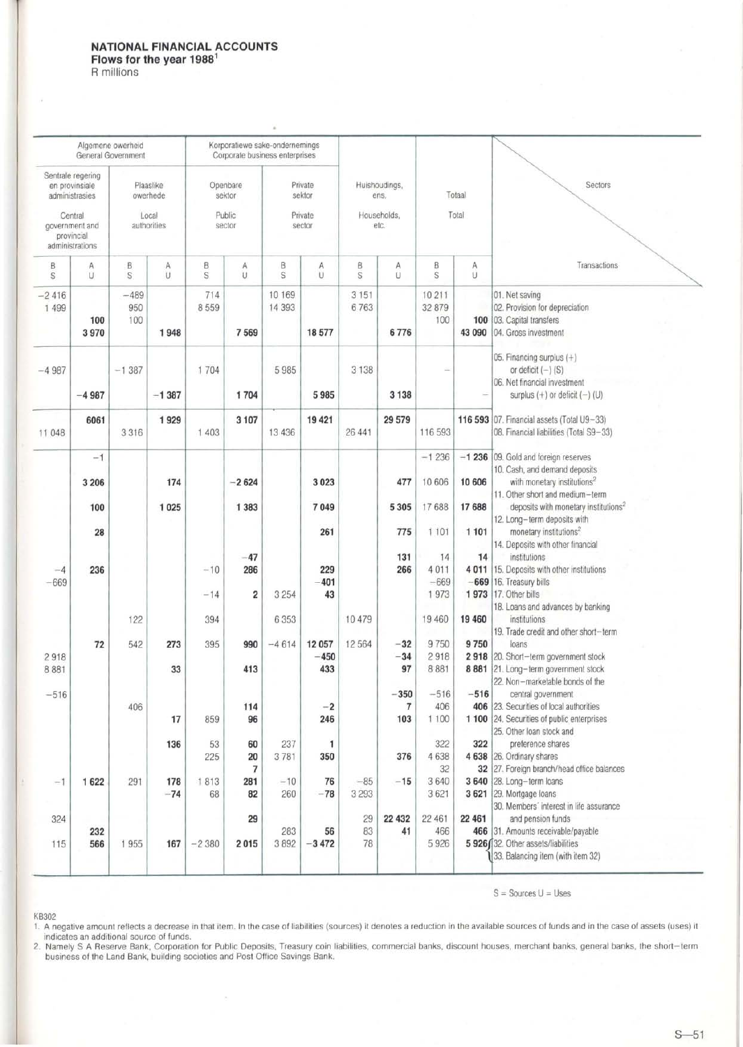## NATIONAL FINANCIAL ACCOUNTS
**Flows for the year 1988**[1]
R millions

| Algemene owerheid<br>General Government | | | | Korporatiewe sake-ondernemings<br>Corporate business enterprises | | | | | | | | |
|---|---|---|---|---|---|---|---|---|---|---|---|---|
| Sentrale regering en provinsiale administrasies<br>Central government and provincial administrations | | Plaaslike owerhede<br>Local authorities | | Openbare sektor<br>Public sector | | Private sektor<br>Private sector | | Huishoudings, ens.<br>Households, etc. | | Totaal<br>Total | | Sectors |
| B<br>S | A<br>U | B<br>S | A<br>U | B<br>S | A<br>U | B<br>S | A<br>U | B<br>S | A<br>U | B<br>S | A<br>U | Transactions |
| −2 416 | | −489 | | 714 | | 10 169 | | 3 151 | | 10 211 | | 01. Net saving |
| 1 499 | | 950 | | 8 559 | | 14 393 | | 6 763 | | 32 879 | | 02. Provision for depreciation |
| | **100** | 100 | | | | | | | | 100 | **100** | 03. Capital transfers |
| | **3 970** | | **1 948** | | **7 569** | | **18 577** | | **6 776** | | **43 090** | 04. Gross investment |
| −4 987 | | −1 387 | | 1 704 | | 5 985 | | 3 138 | | – | | 05. Financing surplus (+) or deficit (−) (S) |
| | **−4 987** | | **−1 387** | | **1 704** | | **5 985** | | **3 138** | | – | 06. Net financial investment surplus (+) or deficit (−) (U) |
| | **6061** | | **1 929** | | **3 107** | | **19 421** | | **29 579** | | **116 593** | 07. Financial assets (Total U9–33) |
| 11 048 | | 3 316 | | 1 403 | | 13 436 | | 26 441 | | 116 593 | | 08. Financial liabilities (Total S9–33) |
| | −1 | | | | | | | | | −1 236 | **−1 236** | 09. Gold and foreign reserves |
| | **3 206** | | **174** | | **−2 624** | | **3 023** | | **477** | 10 606 | **10 606** | 10. Cash, and demand deposits with monetary institutions[2] |
| | **100** | | **1 025** | | **1 383** | | **7 049** | | **5 305** | 17 688 | **17 688** | 11. Other short and medium-term deposits with monetary institutions[2] |
| | **28** | | | | | | **261** | | **775** | 1 101 | **1 101** | 12. Long-term deposits with monetary institutions[2] |
| | | | | | **−47** | | | | **131** | 14 | **14** | 14. Deposits with other financial institutions |
| −4 | **236** | | | −10 | **286** | | **229** | | **266** | 4 011 | **4 011** | 15. Deposits with other institutions |
| −669 | | | | | | | **−401** | | | −669 | **−669** | 16. Treasury bills |
| | | | | −14 | **2** | 3 254 | **43** | | | 1 973 | **1 973** | 17. Other bills |
| | | 122 | | 394 | | 6 353 | | 10 479 | | 19 460 | **19 460** | 18. Loans and advances by banking institutions |
| | **72** | 542 | **273** | 395 | **990** | −4 614 | **12 057** | 12 564 | **−32** | 9 750 | **9 750** | 19. Trade credit and other short-term loans |
| 2 918 | | | | | | | **−450** | | **−34** | 2 918 | **2 918** | 20. Short-term government stock |
| 8 881 | | | **33** | | **413** | | **433** | | **97** | 8 881 | **8 881** | 21. Long-term government stock |
| −516 | | | | | | | | | **−350** | −516 | **−516** | 22. Non-marketable bonds of the central government |
| | | 406 | | | **114** | | **−2** | | **7** | 406 | **406** | 23. Securities of local authorities |
| | | | **17** | 859 | **96** | | **246** | | **103** | 1 100 | **1 100** | 24. Securities of public enterprises |
| | | | **136** | 53 | **60** | 237 | **1** | | | 322 | **322** | 25. Other loan stock and preference shares |
| | | | | 225 | **20** | 3 781 | **350** | | **376** | 4 638 | **4 638** | 26. Ordinary shares |
| | | | | | **7** | | | | | 32 | **32** | 27. Foreign branch/head office balances |
| −1 | **1 622** | 291 | **178** | 1 813 | **281** | −10 | **76** | −85 | **−15** | 3 640 | **3 640** | 28. Long-term loans |
| | | | **−74** | 68 | **82** | 260 | **−78** | 3 293 | | 3 621 | **3 621** | 29. Mortgage loans |
| 324 | | | | | **29** | | | 29 | **22 432** | 22 461 | **22 461** | 30. Members' interest in life assurance and pension funds |
| | **232** | | | | | 283 | **56** | 83 | **41** | 466 | **466** | 31. Amounts receivable/payable |
| 115 | **566** | 1 955 | **167** | −2 380 | **2 015** | 3 892 | **−3 472** | 78 | | 5 926 | **5 926** | 32. Other assets/liabilities<br>33. Balancing item (with item 32) |

S = Sources U = Uses

KB302

1. A negative amount reflects a decrease in that item. In the case of liabilities (sources) it denotes a reduction in the available sources of funds and in the case of assets (uses) it indicates an additional source of funds.
2. Namely S A Reserve Bank, Corporation for Public Deposits, Treasury coin liabilities, commercial banks, discount houses, merchant banks, general banks, the short-term business of the Land Bank, building societies and Post Office Savings Bank.